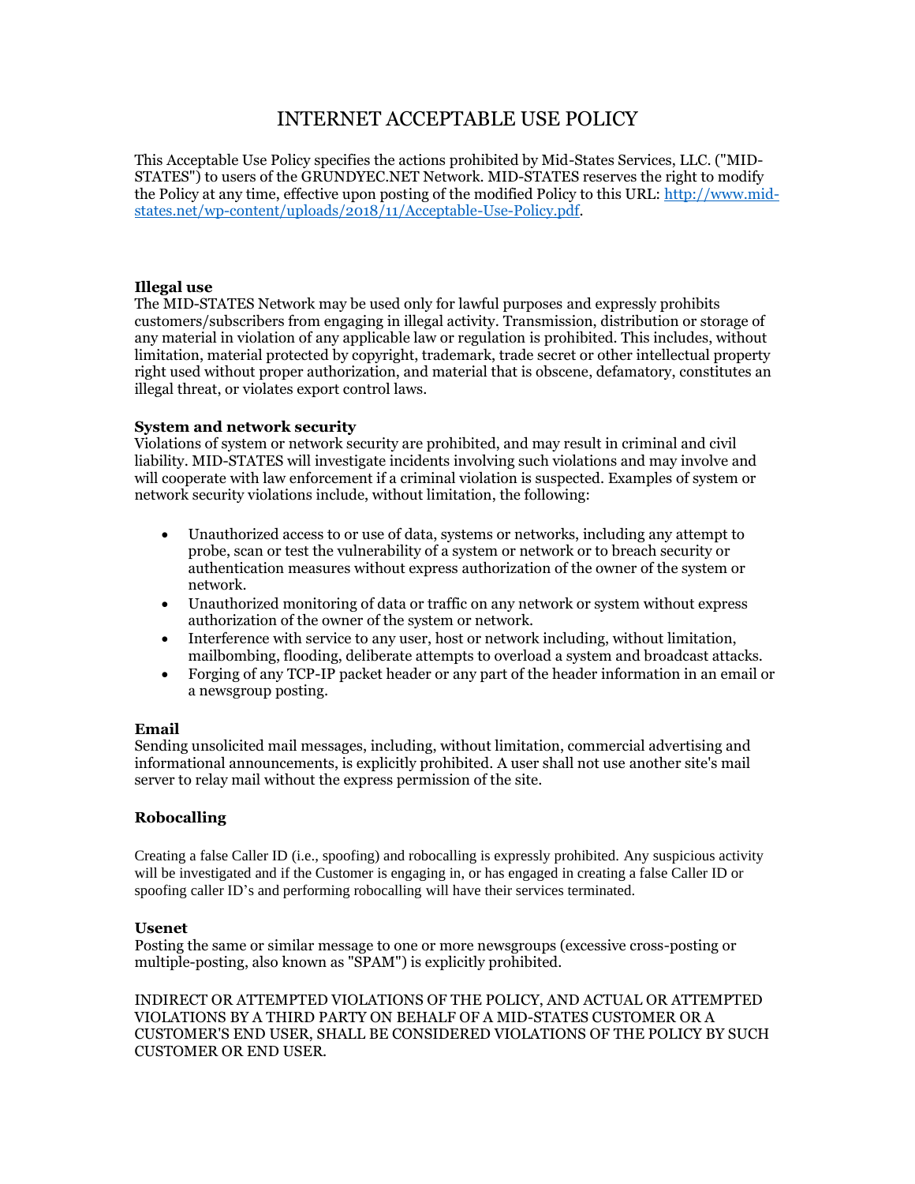# INTERNET ACCEPTABLE USE POLICY

This Acceptable Use Policy specifies the actions prohibited by Mid-States Services, LLC. ("MID-STATES") to users of the GRUNDYEC.NET Network. MID-STATES reserves the right to modify the Policy at any time, effective upon posting of the modified Policy to this URL: [http://www.mid-states.net/wp-content/uploads/2018/11/Acceptable-Use-Policy.pdf](http://www.mid-states.net/wp-content/uploads/2018/11/Acceptable-Use-Policy.pdf).

**Illegal use**
The MID-STATES Network may be used only for lawful purposes and expressly prohibits customers/subscribers from engaging in illegal activity. Transmission, distribution or storage of any material in violation of any applicable law or regulation is prohibited. This includes, without limitation, material protected by copyright, trademark, trade secret or other intellectual property right used without proper authorization, and material that is obscene, defamatory, constitutes an illegal threat, or violates export control laws.

**System and network security**
Violations of system or network security are prohibited, and may result in criminal and civil liability. MID-STATES will investigate incidents involving such violations and may involve and will cooperate with law enforcement if a criminal violation is suspected. Examples of system or network security violations include, without limitation, the following:

- Unauthorized access to or use of data, systems or networks, including any attempt to probe, scan or test the vulnerability of a system or network or to breach security or authentication measures without express authorization of the owner of the system or network.
- Unauthorized monitoring of data or traffic on any network or system without express authorization of the owner of the system or network.
- Interference with service to any user, host or network including, without limitation, mailbombing, flooding, deliberate attempts to overload a system and broadcast attacks.
- Forging of any TCP-IP packet header or any part of the header information in an email or a newsgroup posting.

**Email**
Sending unsolicited mail messages, including, without limitation, commercial advertising and informational announcements, is explicitly prohibited. A user shall not use another site's mail server to relay mail without the express permission of the site.

**Robocalling**

Creating a false Caller ID (i.e., spoofing) and robocalling is expressly prohibited. Any suspicious activity will be investigated and if the Customer is engaging in, or has engaged in creating a false Caller ID or spoofing caller ID's and performing robocalling will have their services terminated.

**Usenet**
Posting the same or similar message to one or more newsgroups (excessive cross-posting or multiple-posting, also known as "SPAM") is explicitly prohibited.

INDIRECT OR ATTEMPTED VIOLATIONS OF THE POLICY, AND ACTUAL OR ATTEMPTED VIOLATIONS BY A THIRD PARTY ON BEHALF OF A MID-STATES CUSTOMER OR A CUSTOMER'S END USER, SHALL BE CONSIDERED VIOLATIONS OF THE POLICY BY SUCH CUSTOMER OR END USER.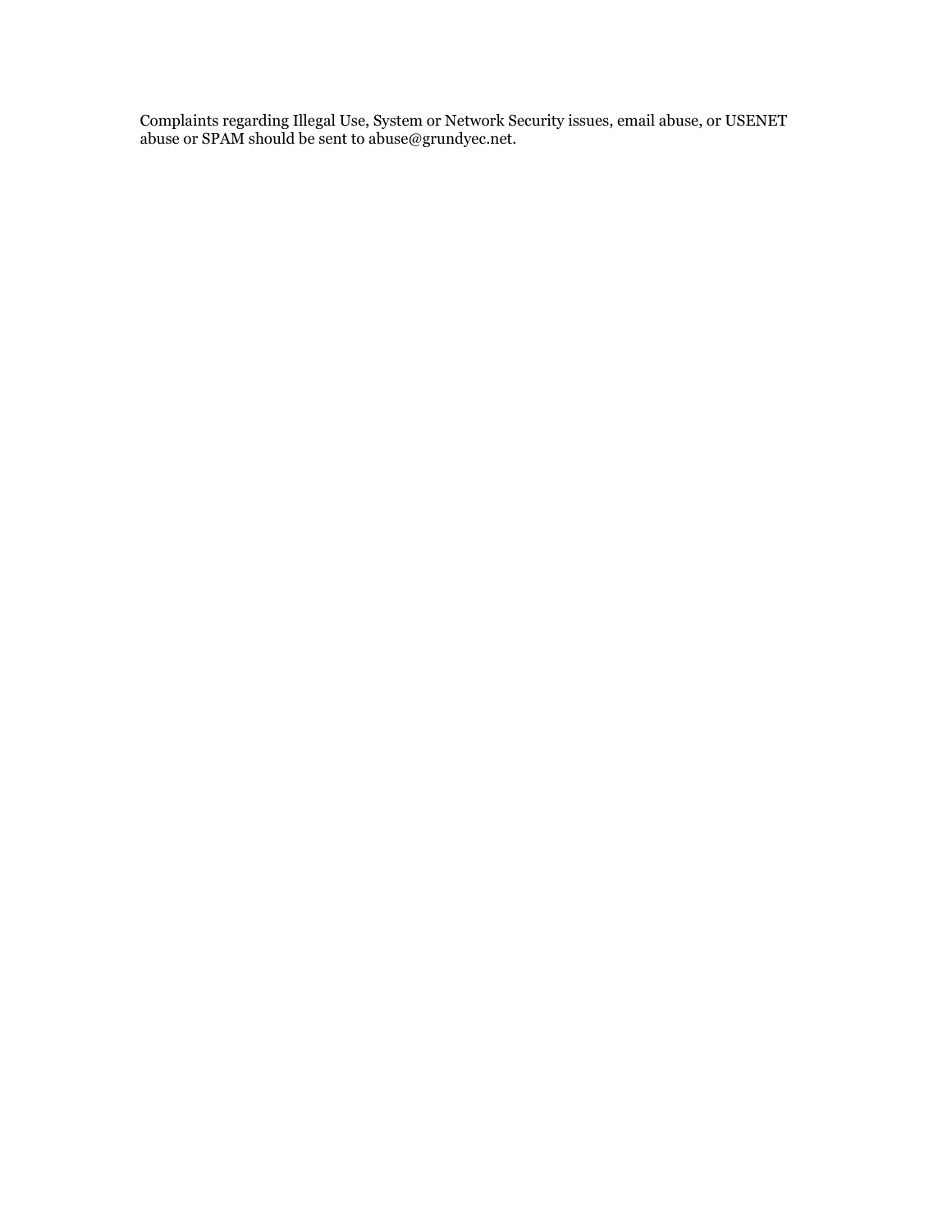Complaints regarding Illegal Use, System or Network Security issues, email abuse, or USENET abuse or SPAM should be sent to abuse@grundyec.net.